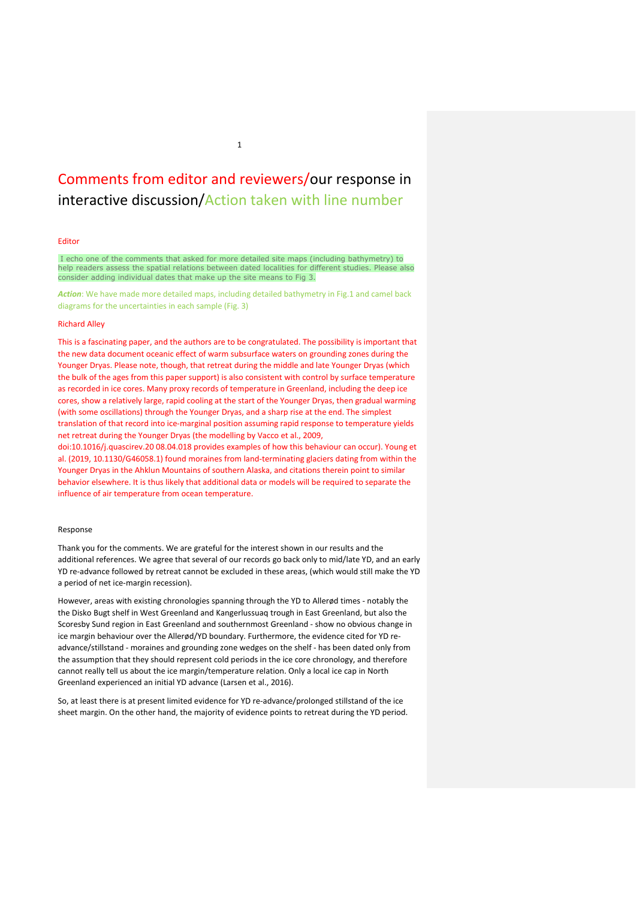# Comments from editor and reviewers/our response in interactive discussion/Action taken with line number

Editor

I echo one of the comments that asked for more detailed site maps (including bathymetry) to help readers assess the spatial relations between dated localities for different studies. Please also consider adding individual dates that make up the site means to Fig 3.

***Action***: We have made more detailed maps, including detailed bathymetry in Fig.1 and camel back diagrams for the uncertainties in each sample (Fig. 3)

Richard Alley

This is a fascinating paper, and the authors are to be congratulated. The possibility is important that the new data document oceanic effect of warm subsurface waters on grounding zones during the Younger Dryas. Please note, though, that retreat during the middle and late Younger Dryas (which the bulk of the ages from this paper support) is also consistent with control by surface temperature as recorded in ice cores. Many proxy records of temperature in Greenland, including the deep ice cores, show a relatively large, rapid cooling at the start of the Younger Dryas, then gradual warming (with some oscillations) through the Younger Dryas, and a sharp rise at the end. The simplest translation of that record into ice-marginal position assuming rapid response to temperature yields net retreat during the Younger Dryas (the modelling by Vacco et al., 2009, doi:10.1016/j.quascirev.20 08.04.018 provides examples of how this behaviour can occur). Young et al. (2019, 10.1130/G46058.1) found moraines from land-terminating glaciers dating from within the Younger Dryas in the Ahklun Mountains of southern Alaska, and citations therein point to similar behavior elsewhere. It is thus likely that additional data or models will be required to separate the influence of air temperature from ocean temperature.

Response

Thank you for the comments. We are grateful for the interest shown in our results and the additional references. We agree that several of our records go back only to mid/late YD, and an early YD re-advance followed by retreat cannot be excluded in these areas, (which would still make the YD a period of net ice-margin recession).

However, areas with existing chronologies spanning through the YD to Allerød times - notably the the Disko Bugt shelf in West Greenland and Kangerlussuaq trough in East Greenland, but also the Scoresby Sund region in East Greenland and southernmost Greenland - show no obvious change in ice margin behaviour over the Allerød/YD boundary. Furthermore, the evidence cited for YD re-advance/stillstand - moraines and grounding zone wedges on the shelf - has been dated only from the assumption that they should represent cold periods in the ice core chronology, and therefore cannot really tell us about the ice margin/temperature relation. Only a local ice cap in North Greenland experienced an initial YD advance (Larsen et al., 2016).

So, at least there is at present limited evidence for YD re-advance/prolonged stillstand of the ice sheet margin. On the other hand, the majority of evidence points to retreat during the YD period.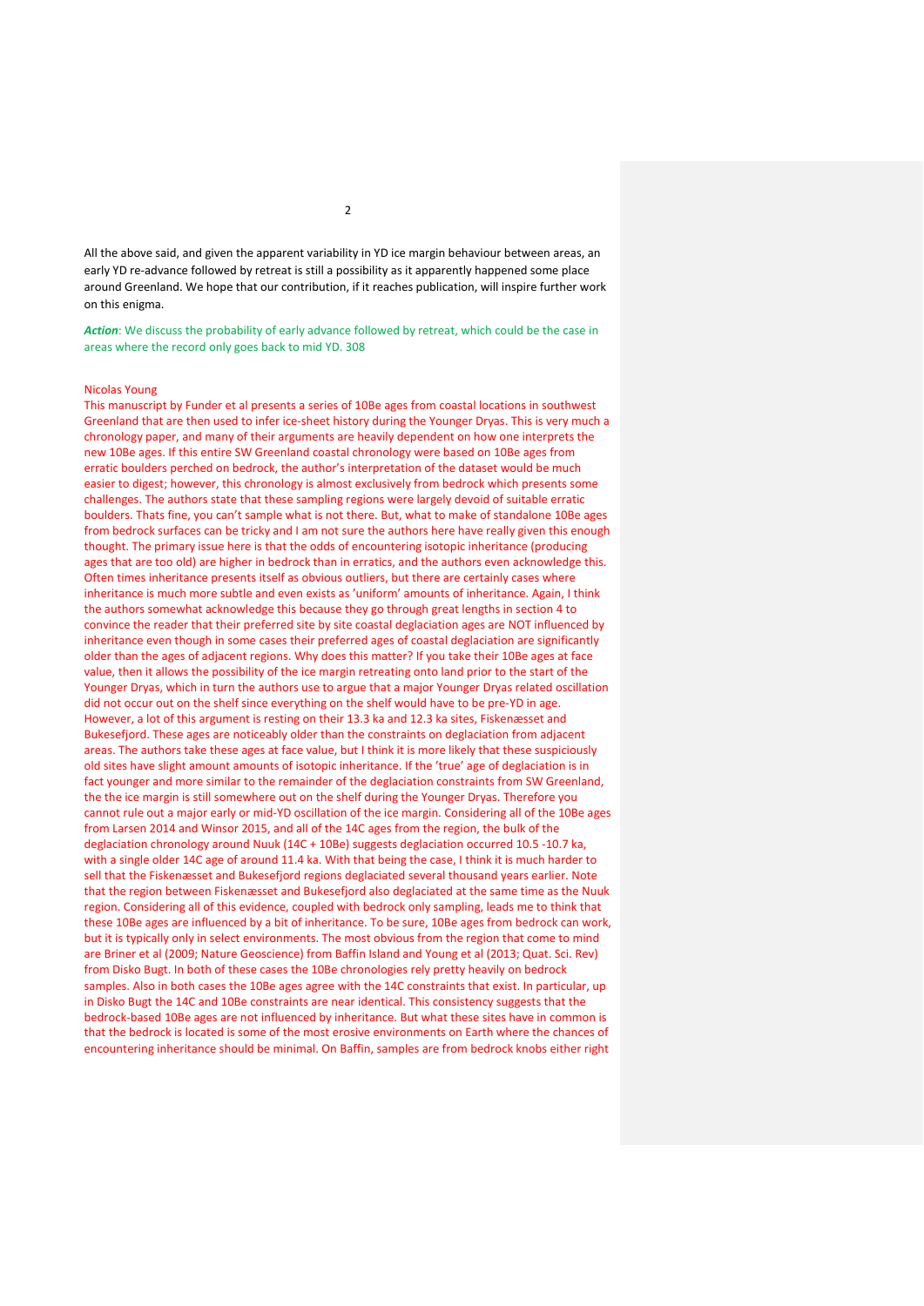All the above said, and given the apparent variability in YD ice margin behaviour between areas, an early YD re-advance followed by retreat is still a possibility as it apparently happened some place around Greenland. We hope that our contribution, if it reaches publication, will inspire further work on this enigma.

***Action***: We discuss the probability of early advance followed by retreat, which could be the case in areas where the record only goes back to mid YD. 308

Nicolas Young

This manuscript by Funder et al presents a series of 10Be ages from coastal locations in southwest Greenland that are then used to infer ice-sheet history during the Younger Dryas. This is very much a chronology paper, and many of their arguments are heavily dependent on how one interprets the new 10Be ages. If this entire SW Greenland coastal chronology were based on 10Be ages from erratic boulders perched on bedrock, the author's interpretation of the dataset would be much easier to digest; however, this chronology is almost exclusively from bedrock which presents some challenges. The authors state that these sampling regions were largely devoid of suitable erratic boulders. Thats fine, you can't sample what is not there. But, what to make of standalone 10Be ages from bedrock surfaces can be tricky and I am not sure the authors here have really given this enough thought. The primary issue here is that the odds of encountering isotopic inheritance (producing ages that are too old) are higher in bedrock than in erratics, and the authors even acknowledge this. Often times inheritance presents itself as obvious outliers, but there are certainly cases where inheritance is much more subtle and even exists as 'uniform' amounts of inheritance. Again, I think the authors somewhat acknowledge this because they go through great lengths in section 4 to convince the reader that their preferred site by site coastal deglaciation ages are NOT influenced by inheritance even though in some cases their preferred ages of coastal deglaciation are significantly older than the ages of adjacent regions. Why does this matter? If you take their 10Be ages at face value, then it allows the possibility of the ice margin retreating onto land prior to the start of the Younger Dryas, which in turn the authors use to argue that a major Younger Dryas related oscillation did not occur out on the shelf since everything on the shelf would have to be pre-YD in age. However, a lot of this argument is resting on their 13.3 ka and 12.3 ka sites, Fiskenæsset and Bukesefjord. These ages are noticeably older than the constraints on deglaciation from adjacent areas. The authors take these ages at face value, but I think it is more likely that these suspiciously old sites have slight amount amounts of isotopic inheritance. If the 'true' age of deglaciation is in fact younger and more similar to the remainder of the deglaciation constraints from SW Greenland, the the ice margin is still somewhere out on the shelf during the Younger Dryas. Therefore you cannot rule out a major early or mid-YD oscillation of the ice margin. Considering all of the 10Be ages from Larsen 2014 and Winsor 2015, and all of the 14C ages from the region, the bulk of the deglaciation chronology around Nuuk (14C + 10Be) suggests deglaciation occurred 10.5 -10.7 ka, with a single older 14C age of around 11.4 ka. With that being the case, I think it is much harder to sell that the Fiskenæsset and Bukesefjord regions deglaciated several thousand years earlier. Note that the region between Fiskenæsset and Bukesefjord also deglaciated at the same time as the Nuuk region. Considering all of this evidence, coupled with bedrock only sampling, leads me to think that these 10Be ages are influenced by a bit of inheritance. To be sure, 10Be ages from bedrock can work, but it is typically only in select environments. The most obvious from the region that come to mind are Briner et al (2009; Nature Geoscience) from Baffin Island and Young et al (2013; Quat. Sci. Rev) from Disko Bugt. In both of these cases the 10Be chronologies rely pretty heavily on bedrock samples. Also in both cases the 10Be ages agree with the 14C constraints that exist. In particular, up in Disko Bugt the 14C and 10Be constraints are near identical. This consistency suggests that the bedrock-based 10Be ages are not influenced by inheritance. But what these sites have in common is that the bedrock is located is some of the most erosive environments on Earth where the chances of encountering inheritance should be minimal. On Baffin, samples are from bedrock knobs either right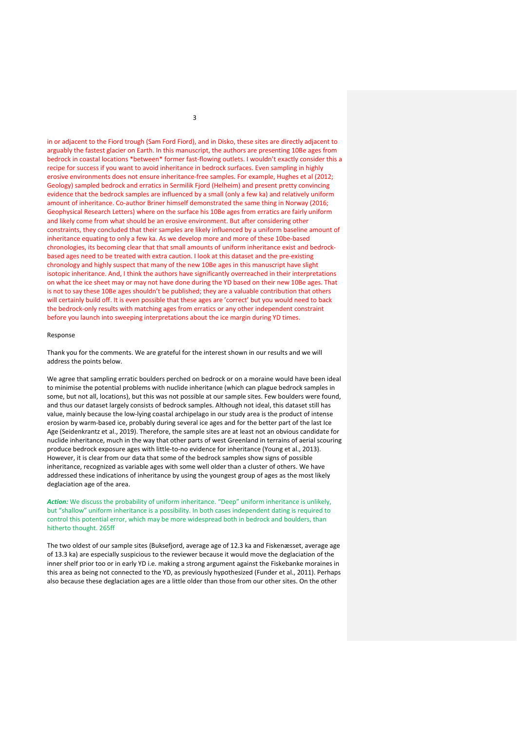in or adjacent to the Fiord trough (Sam Ford Fiord), and in Disko, these sites are directly adjacent to arguably the fastest glacier on Earth. In this manuscript, the authors are presenting 10Be ages from bedrock in coastal locations *between* former fast-flowing outlets. I wouldn't exactly consider this a recipe for success if you want to avoid inheritance in bedrock surfaces. Even sampling in highly erosive environments does not ensure inheritance-free samples. For example, Hughes et al (2012; Geology) sampled bedrock and erratics in Sermilik Fjord (Helheim) and present pretty convincing evidence that the bedrock samples are influenced by a small (only a few ka) and relatively uniform amount of inheritance. Co-author Briner himself demonstrated the same thing in Norway (2016; Geophysical Research Letters) where on the surface his 10Be ages from erratics are fairly uniform and likely come from what should be an erosive environment. But after considering other constraints, they concluded that their samples are likely influenced by a uniform baseline amount of inheritance equating to only a few ka. As we develop more and more of these 10be-based chronologies, its becoming clear that that small amounts of uniform inheritance exist and bedrock-based ages need to be treated with extra caution. I look at this dataset and the pre-existing chronology and highly suspect that many of the new 10Be ages in this manuscript have slight isotopic inheritance. And, I think the authors have significantly overreached in their interpretations on what the ice sheet may or may not have done during the YD based on their new 10Be ages. That is not to say these 10Be ages shouldn't be published; they are a valuable contribution that others will certainly build off. It is even possible that these ages are 'correct' but you would need to back the bedrock-only results with matching ages from erratics or any other independent constraint before you launch into sweeping interpretations about the ice margin during YD times.

Response

Thank you for the comments. We are grateful for the interest shown in our results and we will address the points below.

We agree that sampling erratic boulders perched on bedrock or on a moraine would have been ideal to minimise the potential problems with nuclide inheritance (which can plague bedrock samples in some, but not all, locations), but this was not possible at our sample sites. Few boulders were found, and thus our dataset largely consists of bedrock samples. Although not ideal, this dataset still has value, mainly because the low-lying coastal archipelago in our study area is the product of intense erosion by warm-based ice, probably during several ice ages and for the better part of the last Ice Age (Seidenkrantz et al., 2019). Therefore, the sample sites are at least not an obvious candidate for nuclide inheritance, much in the way that other parts of west Greenland in terrains of aerial scouring produce bedrock exposure ages with little-to-no evidence for inheritance (Young et al., 2013). However, it is clear from our data that some of the bedrock samples show signs of possible inheritance, recognized as variable ages with some well older than a cluster of others. We have addressed these indications of inheritance by using the youngest group of ages as the most likely deglaciation age of the area.

***Action:*** We discuss the probability of uniform inheritance. "Deep" uniform inheritance is unlikely, but "shallow" uniform inheritance is a possibility. In both cases independent dating is required to control this potential error, which may be more widespread both in bedrock and boulders, than hitherto thought. 265ff

The two oldest of our sample sites (Buksefjord, average age of 12.3 ka and Fiskenæsset, average age of 13.3 ka) are especially suspicious to the reviewer because it would move the deglaciation of the inner shelf prior too or in early YD i.e. making a strong argument against the Fiskebanke moraines in this area as being not connected to the YD, as previously hypothesized (Funder et al., 2011). Perhaps also because these deglaciation ages are a little older than those from our other sites. On the other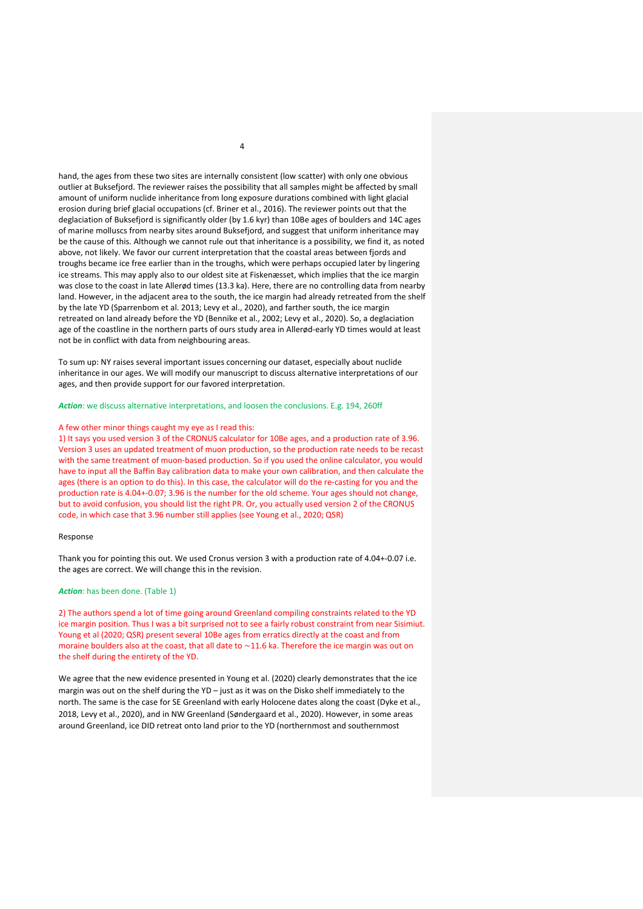hand, the ages from these two sites are internally consistent (low scatter) with only one obvious outlier at Buksefjord. The reviewer raises the possibility that all samples might be affected by small amount of uniform nuclide inheritance from long exposure durations combined with light glacial erosion during brief glacial occupations (cf. Briner et al., 2016). The reviewer points out that the deglaciation of Buksefjord is significantly older (by 1.6 kyr) than 10Be ages of boulders and 14C ages of marine molluscs from nearby sites around Buksefjord, and suggest that uniform inheritance may be the cause of this. Although we cannot rule out that inheritance is a possibility, we find it, as noted above, not likely. We favor our current interpretation that the coastal areas between fjords and troughs became ice free earlier than in the troughs, which were perhaps occupied later by lingering ice streams. This may apply also to our oldest site at Fiskenæsset, which implies that the ice margin was close to the coast in late Allerød times (13.3 ka). Here, there are no controlling data from nearby land. However, in the adjacent area to the south, the ice margin had already retreated from the shelf by the late YD (Sparrenbom et al. 2013; Levy et al., 2020), and farther south, the ice margin retreated on land already before the YD (Bennike et al., 2002; Levy et al., 2020). So, a deglaciation age of the coastline in the northern parts of ours study area in Allerød-early YD times would at least not be in conflict with data from neighbouring areas.

To sum up: NY raises several important issues concerning our dataset, especially about nuclide inheritance in our ages. We will modify our manuscript to discuss alternative interpretations of our ages, and then provide support for our favored interpretation.

***Action***: we discuss alternative interpretations, and loosen the conclusions. E.g. 194, 260ff

A few other minor things caught my eye as I read this:
1) It says you used version 3 of the CRONUS calculator for 10Be ages, and a production rate of 3.96. Version 3 uses an updated treatment of muon production, so the production rate needs to be recast with the same treatment of muon-based production. So if you used the online calculator, you would have to input all the Baffin Bay calibration data to make your own calibration, and then calculate the ages (there is an option to do this). In this case, the calculator will do the re-casting for you and the production rate is 4.04+-0.07; 3.96 is the number for the old scheme. Your ages should not change, but to avoid confusion, you should list the right PR. Or, you actually used version 2 of the CRONUS code, in which case that 3.96 number still applies (see Young et al., 2020; QSR)

Response

Thank you for pointing this out. We used Cronus version 3 with a production rate of 4.04+-0.07 i.e. the ages are correct. We will change this in the revision.

***Action***: has been done. (Table 1)

2) The authors spend a lot of time going around Greenland compiling constraints related to the YD ice margin position. Thus I was a bit surprised not to see a fairly robust constraint from near Sisimiut. Young et al (2020; QSR) present several 10Be ages from erratics directly at the coast and from moraine boulders also at the coast, that all date to ~11.6 ka. Therefore the ice margin was out on the shelf during the entirety of the YD.

We agree that the new evidence presented in Young et al. (2020) clearly demonstrates that the ice margin was out on the shelf during the YD – just as it was on the Disko shelf immediately to the north. The same is the case for SE Greenland with early Holocene dates along the coast (Dyke et al., 2018, Levy et al., 2020), and in NW Greenland (Søndergaard et al., 2020). However, in some areas around Greenland, ice DID retreat onto land prior to the YD (northernmost and southernmost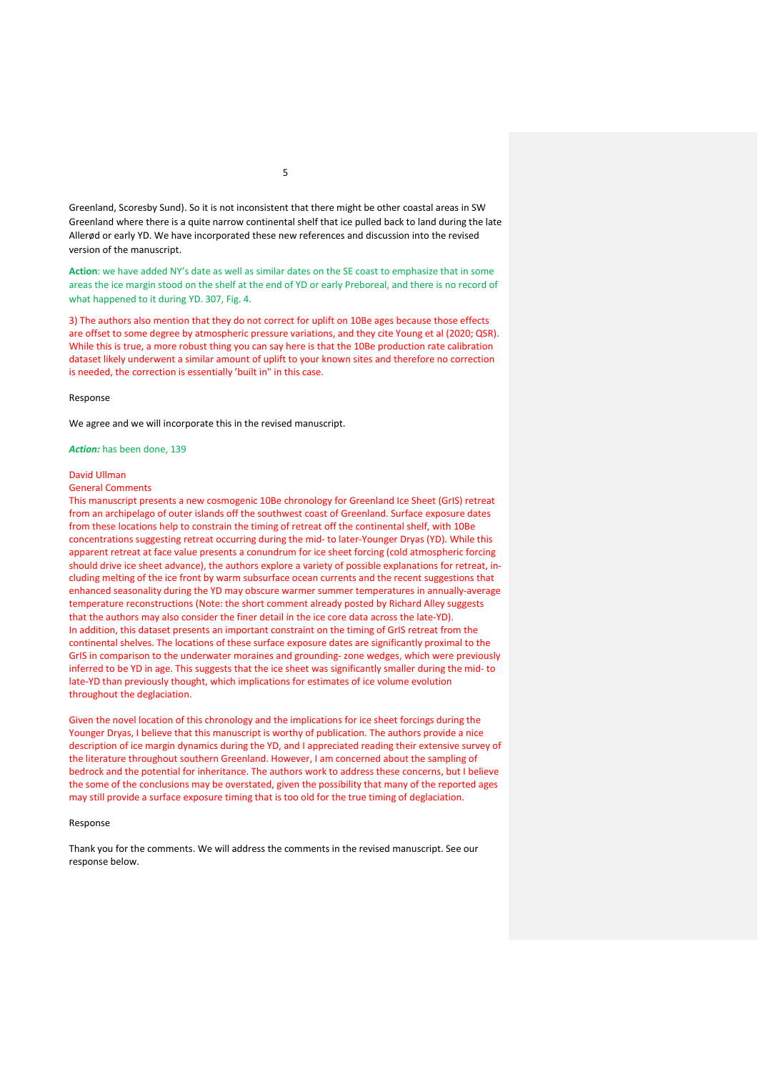Greenland, Scoresby Sund). So it is not inconsistent that there might be other coastal areas in SW Greenland where there is a quite narrow continental shelf that ice pulled back to land during the late Allerød or early YD. We have incorporated these new references and discussion into the revised version of the manuscript.

**Action**: we have added NY's date as well as similar dates on the SE coast to emphasize that in some areas the ice margin stood on the shelf at the end of YD or early Preboreal, and there is no record of what happened to it during YD. 307, Fig. 4.

3) The authors also mention that they do not correct for uplift on 10Be ages because those effects are offset to some degree by atmospheric pressure variations, and they cite Young et al (2020; QSR). While this is true, a more robust thing you can say here is that the 10Be production rate calibration dataset likely underwent a similar amount of uplift to your known sites and therefore no correction is needed, the correction is essentially 'built in" in this case.

Response

We agree and we will incorporate this in the revised manuscript.

***Action:*** has been done, 139

David Ullman
General Comments
This manuscript presents a new cosmogenic 10Be chronology for Greenland Ice Sheet (GrIS) retreat from an archipelago of outer islands off the southwest coast of Greenland. Surface exposure dates from these locations help to constrain the timing of retreat off the continental shelf, with 10Be concentrations suggesting retreat occurring during the mid- to later-Younger Dryas (YD). While this apparent retreat at face value presents a conundrum for ice sheet forcing (cold atmospheric forcing should drive ice sheet advance), the authors explore a variety of possible explanations for retreat, including melting of the ice front by warm subsurface ocean currents and the recent suggestions that enhanced seasonality during the YD may obscure warmer summer temperatures in annually-average temperature reconstructions (Note: the short comment already posted by Richard Alley suggests that the authors may also consider the finer detail in the ice core data across the late-YD).
In addition, this dataset presents an important constraint on the timing of GrIS retreat from the continental shelves. The locations of these surface exposure dates are significantly proximal to the GrIS in comparison to the underwater moraines and grounding- zone wedges, which were previously inferred to be YD in age. This suggests that the ice sheet was significantly smaller during the mid- to late-YD than previously thought, which implications for estimates of ice volume evolution throughout the deglaciation.

Given the novel location of this chronology and the implications for ice sheet forcings during the Younger Dryas, I believe that this manuscript is worthy of publication. The authors provide a nice description of ice margin dynamics during the YD, and I appreciated reading their extensive survey of the literature throughout southern Greenland. However, I am concerned about the sampling of bedrock and the potential for inheritance. The authors work to address these concerns, but I believe the some of the conclusions may be overstated, given the possibility that many of the reported ages may still provide a surface exposure timing that is too old for the true timing of deglaciation.

Response

Thank you for the comments. We will address the comments in the revised manuscript. See our response below.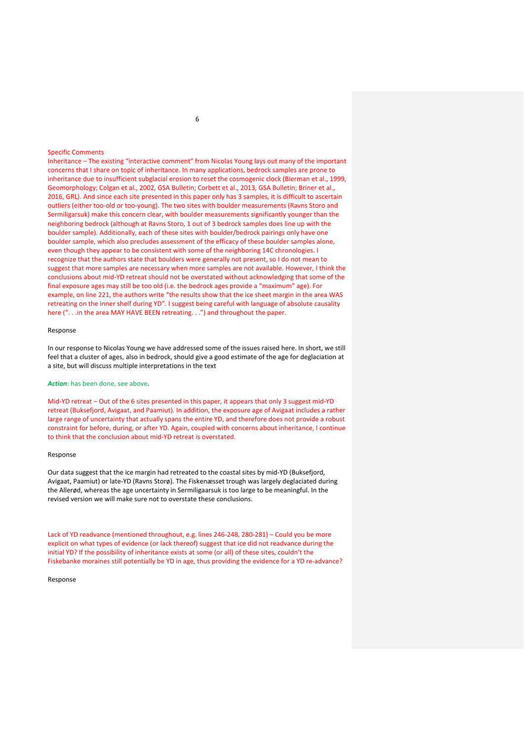Specific Comments

Inheritance – The existing "interactive comment" from Nicolas Young lays out many of the important concerns that I share on topic of inheritance. In many applications, bedrock samples are prone to inheritance due to insufficient subglacial erosion to reset the cosmogenic clock (Bierman et al., 1999, Geomorphology; Colgan et al., 2002, GSA Bulletin; Corbett et al., 2013, GSA Bulletin; Briner et al., 2016, GRL). And since each site presented in this paper only has 3 samples, it is difficult to ascertain outliers (either too-old or too-young). The two sites with boulder measurements (Ravns Storo and Sermiligarsuk) make this concern clear, with boulder measurements significantly younger than the neighboring bedrock (although at Ravns Storo, 1 out of 3 bedrock samples does line up with the boulder sample). Additionally, each of these sites with boulder/bedrock pairings only have one boulder sample, which also precludes assessment of the efficacy of these boulder samples alone, even though they appear to be consistent with some of the neighboring 14C chronologies. I recognize that the authors state that boulders were generally not present, so I do not mean to suggest that more samples are necessary when more samples are not available. However, I think the conclusions about mid-YD retreat should not be overstated without acknowledging that some of the final exposure ages may still be too old (i.e. the bedrock ages provide a "maximum" age). For example, on line 221, the authors write "the results show that the ice sheet margin in the area WAS retreating on the inner shelf during YD". I suggest being careful with language of absolute causality here (". . .in the area MAY HAVE BEEN retreating. . .") and throughout the paper.

Response

In our response to Nicolas Young we have addressed some of the issues raised here. In short, we still feel that a cluster of ages, also in bedrock, should give a good estimate of the age for deglaciation at a site, but will discuss multiple interpretations in the text

***Action***: has been done, see above.

Mid-YD retreat – Out of the 6 sites presented in this paper, it appears that only 3 suggest mid-YD retreat (Buksefjord, Avigaat, and Paamiut). In addition, the exposure age of Avigaat includes a rather large range of uncertainty that actually spans the entire YD, and therefore does not provide a robust constraint for before, during, or after YD. Again, coupled with concerns about inheritance, I continue to think that the conclusion about mid-YD retreat is overstated.

Response

Our data suggest that the ice margin had retreated to the coastal sites by mid-YD (Buksefjord, Avigaat, Paamiut) or late-YD (Ravns Storø). The Fiskenæsset trough was largely deglaciated during the Allerød, whereas the age uncertainty in Sermiligaarsuk is too large to be meaningful. In the revised version we will make sure not to overstate these conclusions.

Lack of YD readvance (mentioned throughout, e.g. lines 246-248, 280-281) – Could you be more explicit on what types of evidence (or lack thereof) suggest that ice did not readvance during the initial YD? If the possibility of inheritance exists at some (or all) of these sites, couldn't the Fiskebanke moraines still potentially be YD in age, thus providing the evidence for a YD re-advance?

Response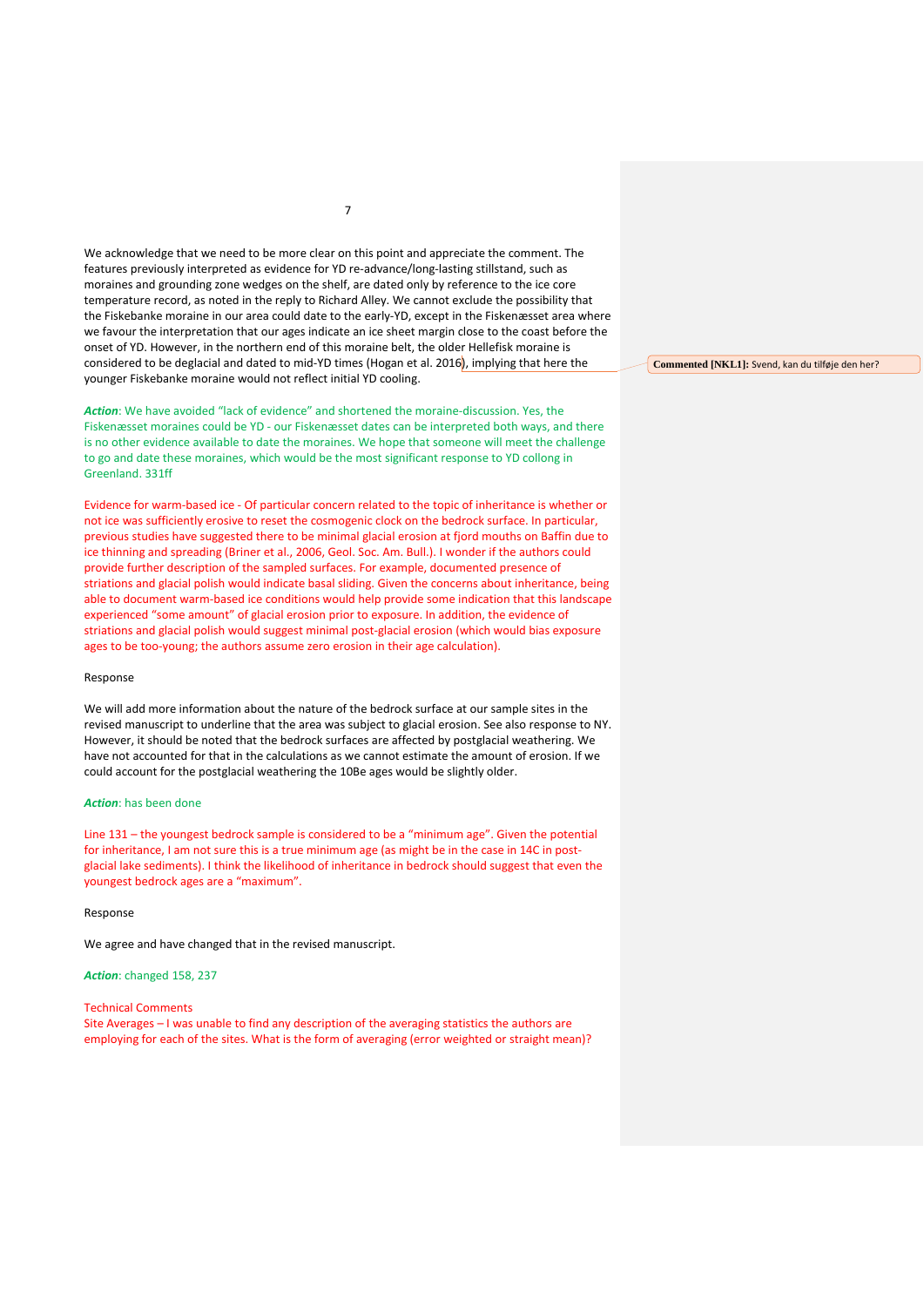We acknowledge that we need to be more clear on this point and appreciate the comment. The features previously interpreted as evidence for YD re-advance/long-lasting stillstand, such as moraines and grounding zone wedges on the shelf, are dated only by reference to the ice core temperature record, as noted in the reply to Richard Alley. We cannot exclude the possibility that the Fiskebanke moraine in our area could date to the early-YD, except in the Fiskenæsset area where we favour the interpretation that our ages indicate an ice sheet margin close to the coast before the onset of YD. However, in the northern end of this moraine belt, the older Hellefisk moraine is considered to be deglacial and dated to mid-YD times (Hogan et al. 2016), implying that here the younger Fiskebanke moraine would not reflect initial YD cooling.

**Commented [NKL1]:** Svend, kan du tilføje den her?

***Action***: We have avoided "lack of evidence" and shortened the moraine-discussion. Yes, the Fiskenæsset moraines could be YD - our Fiskenæsset dates can be interpreted both ways, and there is no other evidence available to date the moraines. We hope that someone will meet the challenge to go and date these moraines, which would be the most significant response to YD collong in Greenland. 331ff

Evidence for warm-based ice - Of particular concern related to the topic of inheritance is whether or not ice was sufficiently erosive to reset the cosmogenic clock on the bedrock surface. In particular, previous studies have suggested there to be minimal glacial erosion at fjord mouths on Baffin due to ice thinning and spreading (Briner et al., 2006, Geol. Soc. Am. Bull.). I wonder if the authors could provide further description of the sampled surfaces. For example, documented presence of striations and glacial polish would indicate basal sliding. Given the concerns about inheritance, being able to document warm-based ice conditions would help provide some indication that this landscape experienced "some amount" of glacial erosion prior to exposure. In addition, the evidence of striations and glacial polish would suggest minimal post-glacial erosion (which would bias exposure ages to be too-young; the authors assume zero erosion in their age calculation).

Response

We will add more information about the nature of the bedrock surface at our sample sites in the revised manuscript to underline that the area was subject to glacial erosion. See also response to NY. However, it should be noted that the bedrock surfaces are affected by postglacial weathering. We have not accounted for that in the calculations as we cannot estimate the amount of erosion. If we could account for the postglacial weathering the 10Be ages would be slightly older.

***Action***: has been done

Line 131 – the youngest bedrock sample is considered to be a "minimum age". Given the potential for inheritance, I am not sure this is a true minimum age (as might be in the case in 14C in post-glacial lake sediments). I think the likelihood of inheritance in bedrock should suggest that even the youngest bedrock ages are a "maximum".

Response

We agree and have changed that in the revised manuscript.

***Action***: changed 158, 237

Technical Comments

Site Averages – I was unable to find any description of the averaging statistics the authors are employing for each of the sites. What is the form of averaging (error weighted or straight mean)?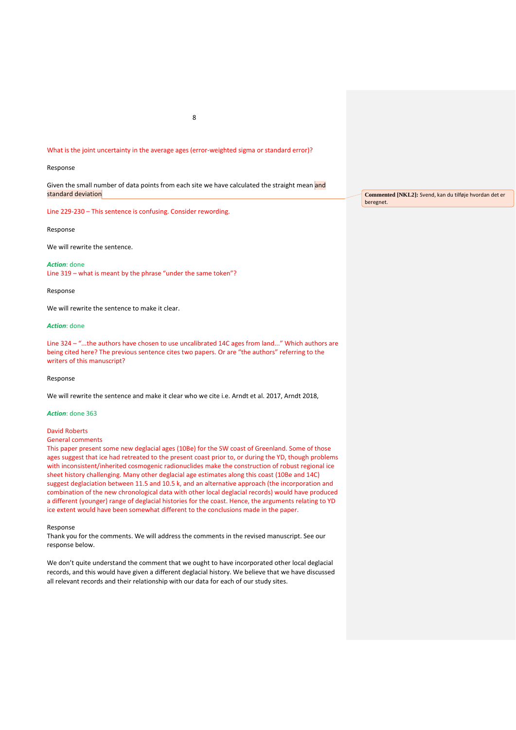What is the joint uncertainty in the average ages (error-weighted sigma or standard error)?

Response

Given the small number of data points from each site we have calculated the straight mean and standard deviation

**Commented [NKL2]:** Svend, kan du tilføje hvordan det er beregnet.

Line 229-230 – This sentence is confusing. Consider rewording.

Response

We will rewrite the sentence.

***Action***: done

Line 319 – what is meant by the phrase "under the same token"?

Response

We will rewrite the sentence to make it clear.

***Action***: done

Line 324 – "...the authors have chosen to use uncalibrated 14C ages from land..." Which authors are being cited here? The previous sentence cites two papers. Or are "the authors" referring to the writers of this manuscript?

Response

We will rewrite the sentence and make it clear who we cite i.e. Arndt et al. 2017, Arndt 2018,

***Action***: done 363

David Roberts

General comments

This paper present some new deglacial ages (10Be) for the SW coast of Greenland. Some of those ages suggest that ice had retreated to the present coast prior to, or during the YD, though problems with inconsistent/inherited cosmogenic radionuclides make the construction of robust regional ice sheet history challenging. Many other deglacial age estimates along this coast (10Be and 14C) suggest deglaciation between 11.5 and 10.5 k, and an alternative approach (the incorporation and combination of the new chronological data with other local deglacial records) would have produced a different (younger) range of deglacial histories for the coast. Hence, the arguments relating to YD ice extent would have been somewhat different to the conclusions made in the paper.

Response

Thank you for the comments. We will address the comments in the revised manuscript. See our response below.

We don't quite understand the comment that we ought to have incorporated other local deglacial records, and this would have given a different deglacial history. We believe that we have discussed all relevant records and their relationship with our data for each of our study sites.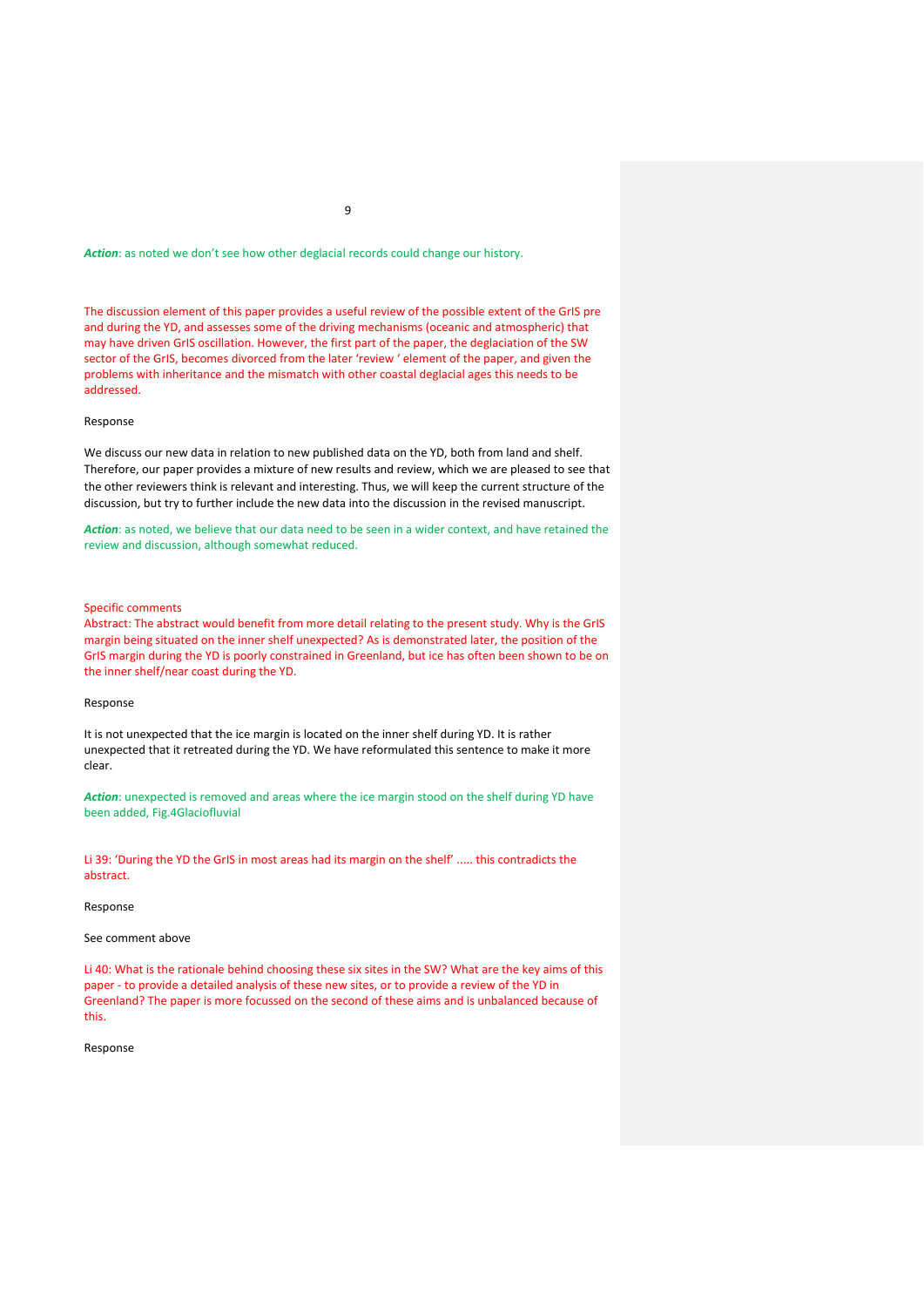***Action***: as noted we don't see how other deglacial records could change our history.

The discussion element of this paper provides a useful review of the possible extent of the GrIS pre and during the YD, and assesses some of the driving mechanisms (oceanic and atmospheric) that may have driven GrIS oscillation. However, the first part of the paper, the deglaciation of the SW sector of the GrIS, becomes divorced from the later 'review ' element of the paper, and given the problems with inheritance and the mismatch with other coastal deglacial ages this needs to be addressed.

Response

We discuss our new data in relation to new published data on the YD, both from land and shelf. Therefore, our paper provides a mixture of new results and review, which we are pleased to see that the other reviewers think is relevant and interesting. Thus, we will keep the current structure of the discussion, but try to further include the new data into the discussion in the revised manuscript.

***Action***: as noted, we believe that our data need to be seen in a wider context, and have retained the review and discussion, although somewhat reduced.

Specific comments

Abstract: The abstract would benefit from more detail relating to the present study. Why is the GrIS margin being situated on the inner shelf unexpected? As is demonstrated later, the position of the GrIS margin during the YD is poorly constrained in Greenland, but ice has often been shown to be on the inner shelf/near coast during the YD.

Response

It is not unexpected that the ice margin is located on the inner shelf during YD. It is rather unexpected that it retreated during the YD. We have reformulated this sentence to make it more clear.

***Action***: unexpected is removed and areas where the ice margin stood on the shelf during YD have been added, Fig.4Glaciofluvial

Li 39: 'During the YD the GrIS in most areas had its margin on the shelf' ..... this contradicts the abstract.

Response

See comment above

Li 40: What is the rationale behind choosing these six sites in the SW? What are the key aims of this paper - to provide a detailed analysis of these new sites, or to provide a review of the YD in Greenland? The paper is more focussed on the second of these aims and is unbalanced because of this.

Response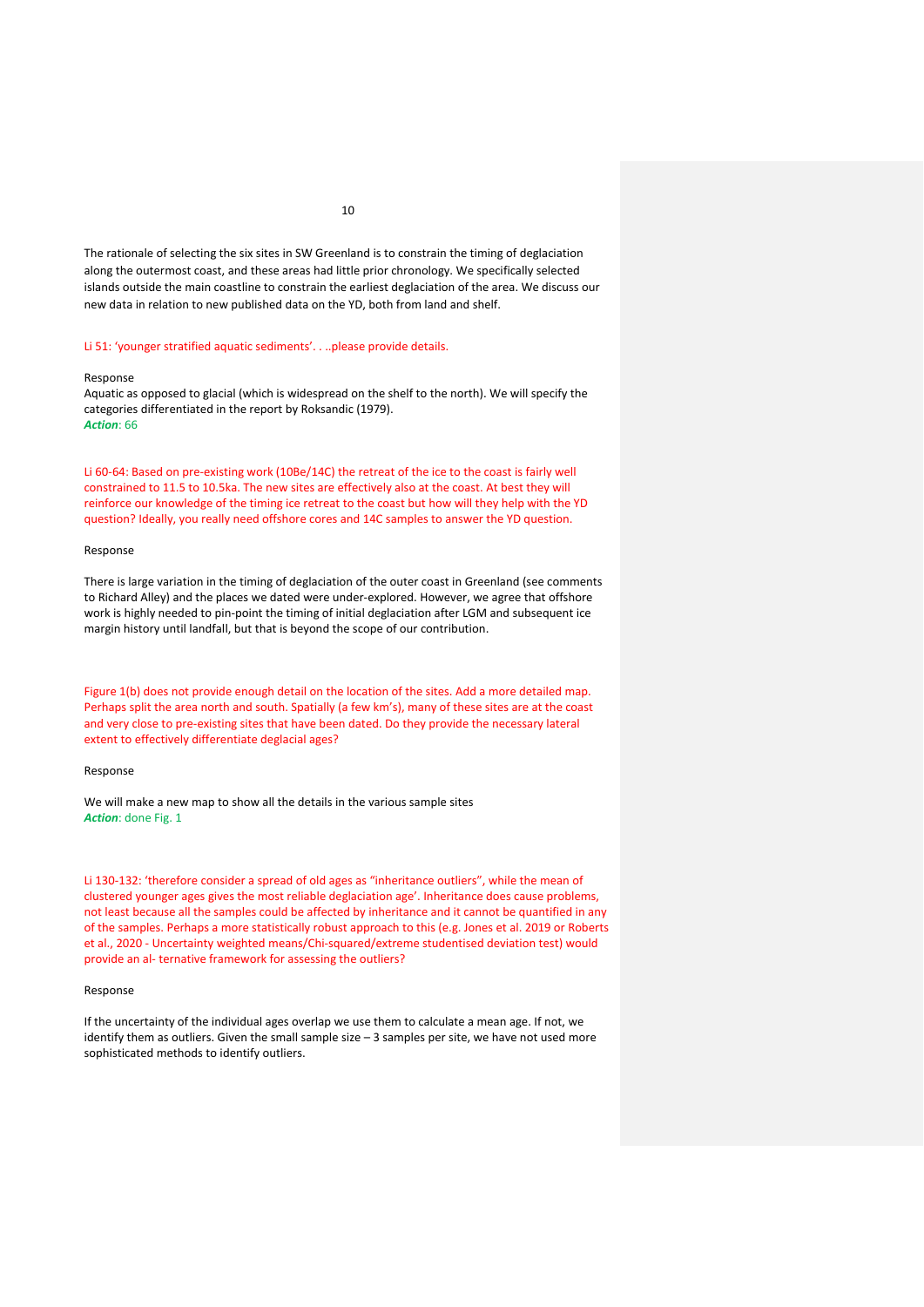The rationale of selecting the six sites in SW Greenland is to constrain the timing of deglaciation along the outermost coast, and these areas had little prior chronology. We specifically selected islands outside the main coastline to constrain the earliest deglaciation of the area. We discuss our new data in relation to new published data on the YD, both from land and shelf.

Li 51: 'younger stratified aquatic sediments'. . ..please provide details.

Response
Aquatic as opposed to glacial (which is widespread on the shelf to the north). We will specify the categories differentiated in the report by Roksandic (1979).
***Action***: 66

Li 60-64: Based on pre-existing work (10Be/14C) the retreat of the ice to the coast is fairly well constrained to 11.5 to 10.5ka. The new sites are effectively also at the coast. At best they will reinforce our knowledge of the timing ice retreat to the coast but how will they help with the YD question? Ideally, you really need offshore cores and 14C samples to answer the YD question.

Response

There is large variation in the timing of deglaciation of the outer coast in Greenland (see comments to Richard Alley) and the places we dated were under-explored. However, we agree that offshore work is highly needed to pin-point the timing of initial deglaciation after LGM and subsequent ice margin history until landfall, but that is beyond the scope of our contribution.

Figure 1(b) does not provide enough detail on the location of the sites. Add a more detailed map. Perhaps split the area north and south. Spatially (a few km's), many of these sites are at the coast and very close to pre-existing sites that have been dated. Do they provide the necessary lateral extent to effectively differentiate deglacial ages?

Response

We will make a new map to show all the details in the various sample sites
***Action***: done Fig. 1

Li 130-132: 'therefore consider a spread of old ages as "inheritance outliers", while the mean of clustered younger ages gives the most reliable deglaciation age'. Inheritance does cause problems, not least because all the samples could be affected by inheritance and it cannot be quantified in any of the samples. Perhaps a more statistically robust approach to this (e.g. Jones et al. 2019 or Roberts et al., 2020 - Uncertainty weighted means/Chi-squared/extreme studentised deviation test) would provide an al- ternative framework for assessing the outliers?

Response

If the uncertainty of the individual ages overlap we use them to calculate a mean age. If not, we identify them as outliers. Given the small sample size – 3 samples per site, we have not used more sophisticated methods to identify outliers.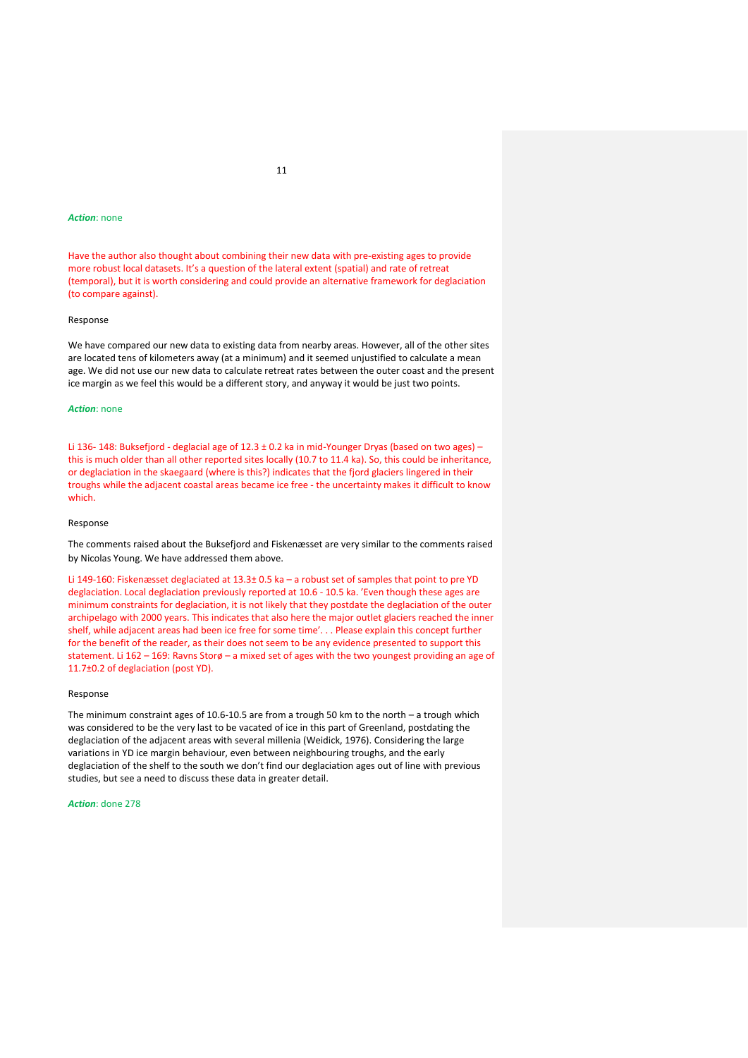***Action***: none

Have the author also thought about combining their new data with pre-existing ages to provide more robust local datasets. It's a question of the lateral extent (spatial) and rate of retreat (temporal), but it is worth considering and could provide an alternative framework for deglaciation (to compare against).

Response

We have compared our new data to existing data from nearby areas. However, all of the other sites are located tens of kilometers away (at a minimum) and it seemed unjustified to calculate a mean age. We did not use our new data to calculate retreat rates between the outer coast and the present ice margin as we feel this would be a different story, and anyway it would be just two points.

***Action***: none

Li 136- 148: Buksefjord - deglacial age of 12.3 ± 0.2 ka in mid-Younger Dryas (based on two ages) – this is much older than all other reported sites locally (10.7 to 11.4 ka). So, this could be inheritance, or deglaciation in the skaegaard (where is this?) indicates that the fjord glaciers lingered in their troughs while the adjacent coastal areas became ice free - the uncertainty makes it difficult to know which.

Response

The comments raised about the Buksefjord and Fiskenæsset are very similar to the comments raised by Nicolas Young. We have addressed them above.

Li 149-160: Fiskenæsset deglaciated at 13.3± 0.5 ka – a robust set of samples that point to pre YD deglaciation. Local deglaciation previously reported at 10.6 - 10.5 ka. 'Even though these ages are minimum constraints for deglaciation, it is not likely that they postdate the deglaciation of the outer archipelago with 2000 years. This indicates that also here the major outlet glaciers reached the inner shelf, while adjacent areas had been ice free for some time'. . . Please explain this concept further for the benefit of the reader, as their does not seem to be any evidence presented to support this statement. Li 162 – 169: Ravns Storø – a mixed set of ages with the two youngest providing an age of 11.7±0.2 of deglaciation (post YD).

Response

The minimum constraint ages of 10.6-10.5 are from a trough 50 km to the north – a trough which was considered to be the very last to be vacated of ice in this part of Greenland, postdating the deglaciation of the adjacent areas with several millenia (Weidick, 1976). Considering the large variations in YD ice margin behaviour, even between neighbouring troughs, and the early deglaciation of the shelf to the south we don't find our deglaciation ages out of line with previous studies, but see a need to discuss these data in greater detail.

***Action***: done 278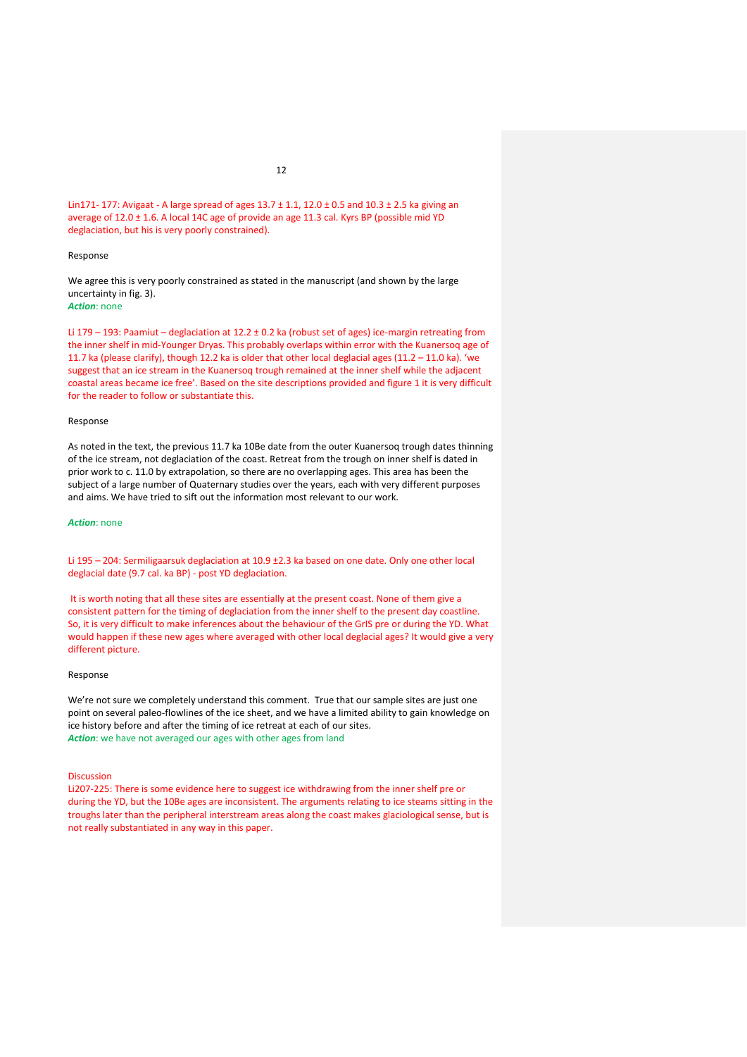Lin171- 177: Avigaat - A large spread of ages 13.7 ± 1.1, 12.0 ± 0.5 and 10.3 ± 2.5 ka giving an average of 12.0 ± 1.6. A local 14C age of provide an age 11.3 cal. Kyrs BP (possible mid YD deglaciation, but his is very poorly constrained).

Response

We agree this is very poorly constrained as stated in the manuscript (and shown by the large uncertainty in fig. 3).
***Action***: none

Li 179 – 193: Paamiut – deglaciation at 12.2 ± 0.2 ka (robust set of ages) ice-margin retreating from the inner shelf in mid-Younger Dryas. This probably overlaps within error with the Kuanersoq age of 11.7 ka (please clarify), though 12.2 ka is older that other local deglacial ages (11.2 – 11.0 ka). 'we suggest that an ice stream in the Kuanersoq trough remained at the inner shelf while the adjacent coastal areas became ice free'. Based on the site descriptions provided and figure 1 it is very difficult for the reader to follow or substantiate this.

Response

As noted in the text, the previous 11.7 ka 10Be date from the outer Kuanersoq trough dates thinning of the ice stream, not deglaciation of the coast. Retreat from the trough on inner shelf is dated in prior work to c. 11.0 by extrapolation, so there are no overlapping ages. This area has been the subject of a large number of Quaternary studies over the years, each with very different purposes and aims. We have tried to sift out the information most relevant to our work.

***Action***: none

Li 195 – 204: Sermiligaarsuk deglaciation at 10.9 ±2.3 ka based on one date. Only one other local deglacial date (9.7 cal. ka BP) - post YD deglaciation.

It is worth noting that all these sites are essentially at the present coast. None of them give a consistent pattern for the timing of deglaciation from the inner shelf to the present day coastline. So, it is very difficult to make inferences about the behaviour of the GrIS pre or during the YD. What would happen if these new ages where averaged with other local deglacial ages? It would give a very different picture.

Response

We're not sure we completely understand this comment. True that our sample sites are just one point on several paleo-flowlines of the ice sheet, and we have a limited ability to gain knowledge on ice history before and after the timing of ice retreat at each of our sites.
***Action***: we have not averaged our ages with other ages from land

Discussion
Li207-225: There is some evidence here to suggest ice withdrawing from the inner shelf pre or during the YD, but the 10Be ages are inconsistent. The arguments relating to ice steams sitting in the troughs later than the peripheral interstream areas along the coast makes glaciological sense, but is not really substantiated in any way in this paper.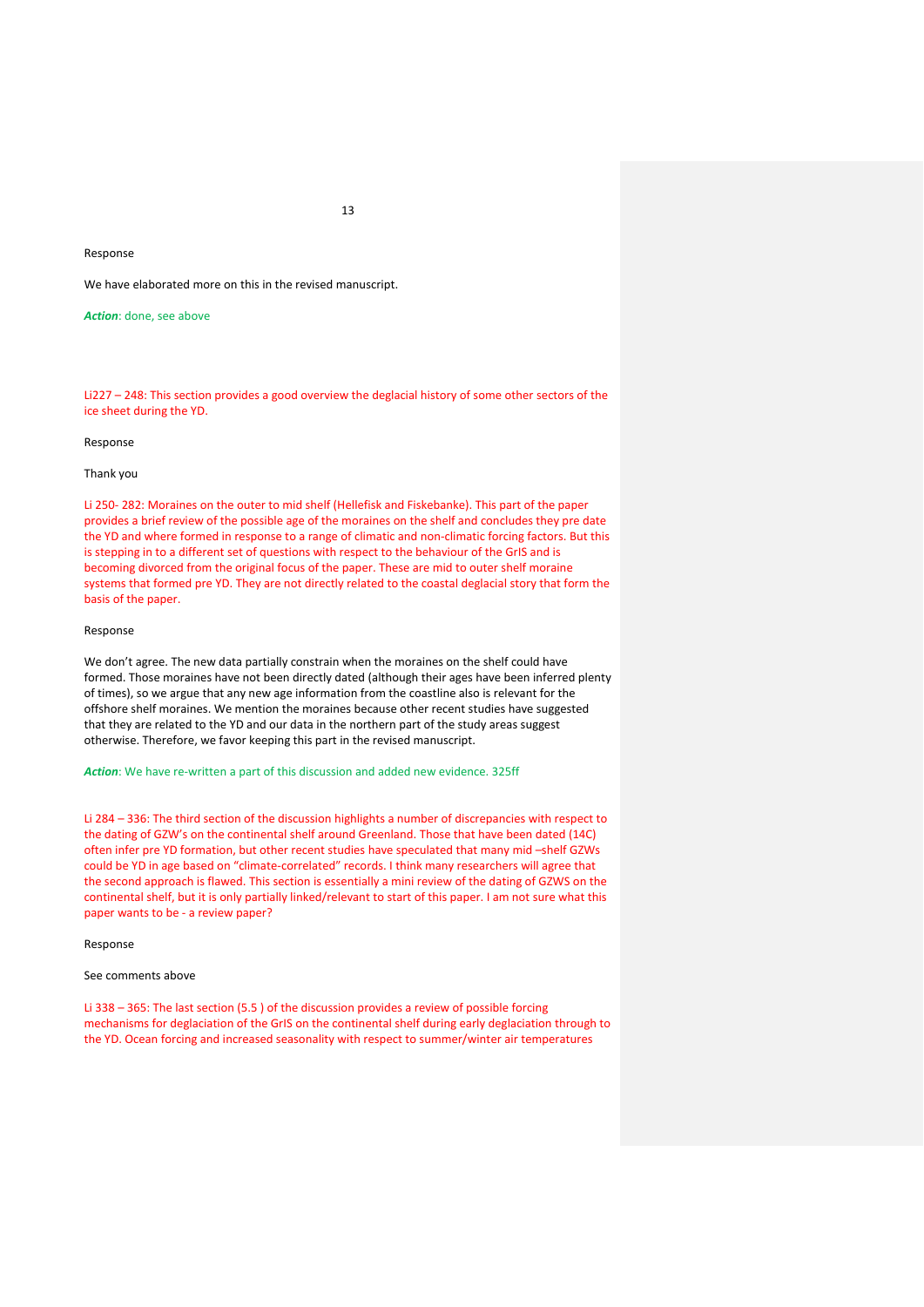Response

We have elaborated more on this in the revised manuscript.

***Action***: done, see above

Li227 – 248: This section provides a good overview the deglacial history of some other sectors of the ice sheet during the YD.

Response

Thank you

Li 250- 282: Moraines on the outer to mid shelf (Hellefisk and Fiskebanke). This part of the paper provides a brief review of the possible age of the moraines on the shelf and concludes they pre date the YD and where formed in response to a range of climatic and non-climatic forcing factors. But this is stepping in to a different set of questions with respect to the behaviour of the GrIS and is becoming divorced from the original focus of the paper. These are mid to outer shelf moraine systems that formed pre YD. They are not directly related to the coastal deglacial story that form the basis of the paper.

Response

We don't agree. The new data partially constrain when the moraines on the shelf could have formed. Those moraines have not been directly dated (although their ages have been inferred plenty of times), so we argue that any new age information from the coastline also is relevant for the offshore shelf moraines. We mention the moraines because other recent studies have suggested that they are related to the YD and our data in the northern part of the study areas suggest otherwise. Therefore, we favor keeping this part in the revised manuscript.

***Action***: We have re-written a part of this discussion and added new evidence. 325ff

Li 284 – 336: The third section of the discussion highlights a number of discrepancies with respect to the dating of GZW's on the continental shelf around Greenland. Those that have been dated (14C) often infer pre YD formation, but other recent studies have speculated that many mid –shelf GZWs could be YD in age based on "climate-correlated" records. I think many researchers will agree that the second approach is flawed. This section is essentially a mini review of the dating of GZWS on the continental shelf, but it is only partially linked/relevant to start of this paper. I am not sure what this paper wants to be - a review paper?

Response

See comments above

Li 338 – 365: The last section (5.5 ) of the discussion provides a review of possible forcing mechanisms for deglaciation of the GrIS on the continental shelf during early deglaciation through to the YD. Ocean forcing and increased seasonality with respect to summer/winter air temperatures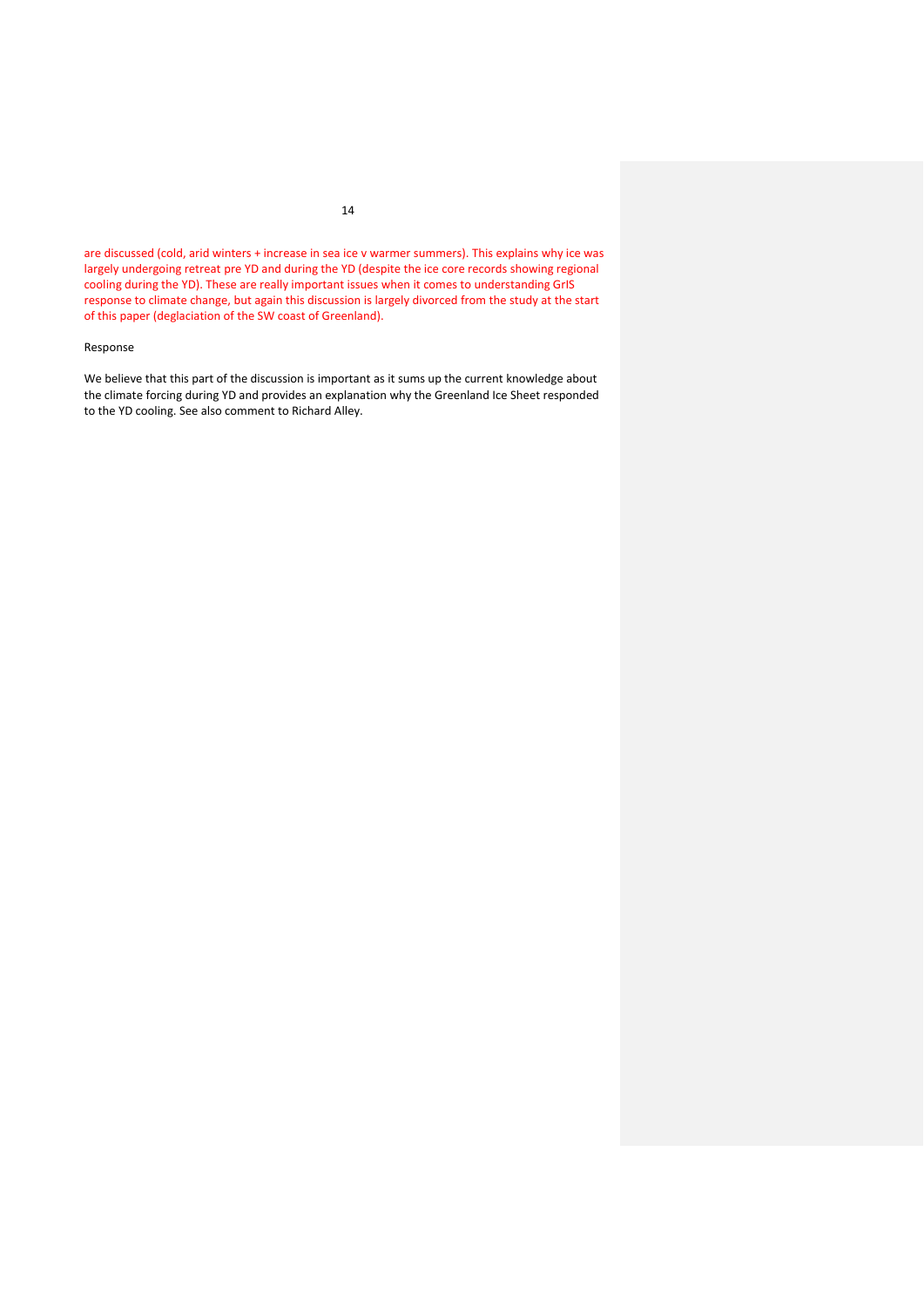are discussed (cold, arid winters + increase in sea ice v warmer summers). This explains why ice was largely undergoing retreat pre YD and during the YD (despite the ice core records showing regional cooling during the YD). These are really important issues when it comes to understanding GrIS response to climate change, but again this discussion is largely divorced from the study at the start of this paper (deglaciation of the SW coast of Greenland).

Response

We believe that this part of the discussion is important as it sums up the current knowledge about the climate forcing during YD and provides an explanation why the Greenland Ice Sheet responded to the YD cooling. See also comment to Richard Alley.